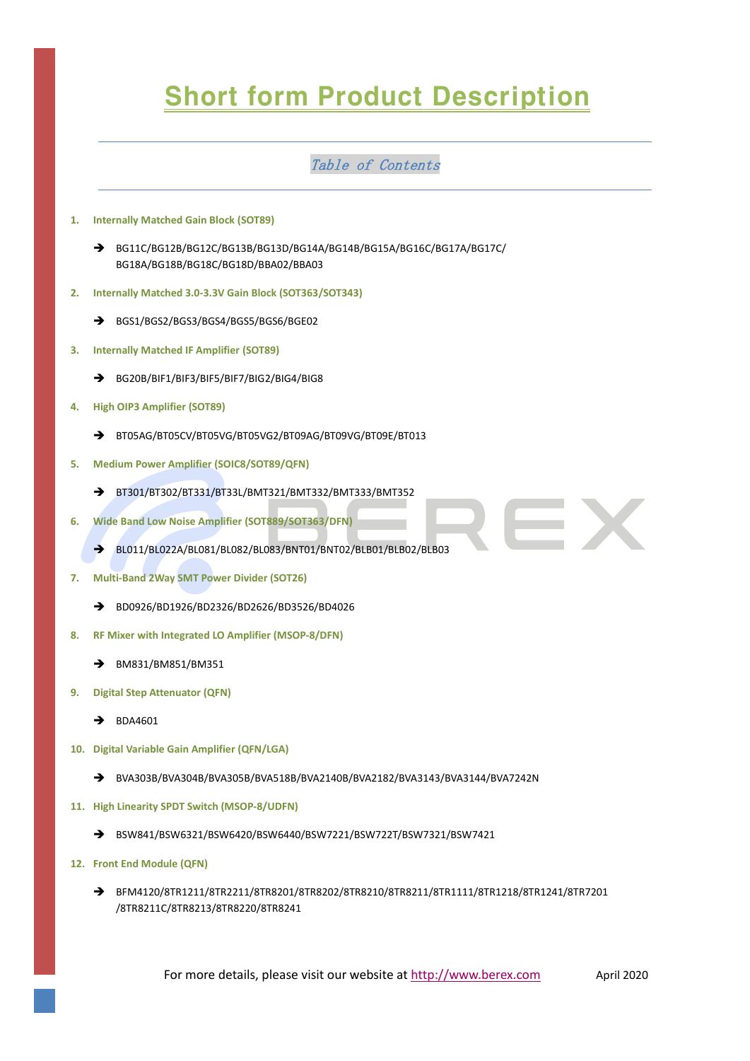# Short form Product Description

## *Table of Contents*

1. **Internally Matched Gain Block (SOT89)**

   ➔ BG11C/BG12B/BG12C/BG13B/BG13D/BG14A/BG14B/BG15A/BG16C/BG17A/BG17C/ BG18A/BG18B/BG18C/BG18D/BBA02/BBA03

2. **Internally Matched 3.0-3.3V Gain Block (SOT363/SOT343)**

   ➔ BGS1/BGS2/BGS3/BGS4/BGS5/BGS6/BGE02

3. **Internally Matched IF Amplifier (SOT89)**

   ➔ BG20B/BIF1/BIF3/BIF5/BIF7/BIG2/BIG4/BIG8

4. **High OIP3 Amplifier (SOT89)**

   ➔ BT05AG/BT05CV/BT05VG/BT05VG2/BT09AG/BT09VG/BT09E/BT013

5. **Medium Power Amplifier (SOIC8/SOT89/QFN)**

   ➔ BT301/BT302/BT331/BT33L/BMT321/BMT332/BMT333/BMT352

6. **Wide Band Low Noise Amplifier (SOT889/SOT363/DFN)**

   ➔ BL011/BL022A/BL081/BL082/BL083/BNT01/BNT02/BLB01/BLB02/BLB03

7. **Multi-Band 2Way SMT Power Divider (SOT26)**

   ➔ BD0926/BD1926/BD2326/BD2626/BD3526/BD4026

8. **RF Mixer with Integrated LO Amplifier (MSOP-8/DFN)**

   ➔ BM831/BM851/BM351

9. **Digital Step Attenuator (QFN)**

   ➔ BDA4601

10. **Digital Variable Gain Amplifier (QFN/LGA)**

    ➔ BVA303B/BVA304B/BVA305B/BVA518B/BVA2140B/BVA2182/BVA3143/BVA3144/BVA7242N

11. **High Linearity SPDT Switch (MSOP-8/UDFN)**

    ➔ BSW841/BSW6321/BSW6420/BSW6440/BSW7221/BSW722T/BSW7321/BSW7421

12. **Front End Module (QFN)**

    ➔ BFM4120/8TR1211/8TR2211/8TR8201/8TR8202/8TR8210/8TR8211/8TR1111/8TR1218/8TR1241/8TR7201 /8TR8211C/8TR8213/8TR8220/8TR8241

For more details, please visit our website at http://www.berex.com April 2020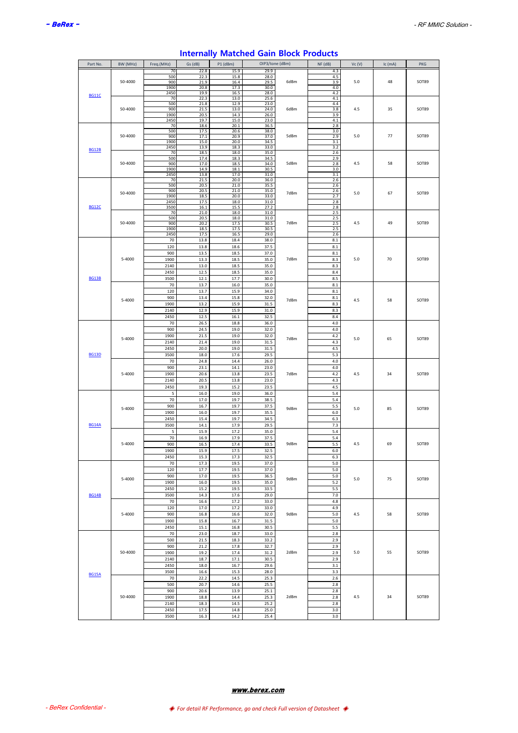# Internally Matched Gain Block Products

| Part No. | BW (MHz) | Freq.(MHz) | Gs (dB) | P1 (dBm) | OIP3 (dBm) | /tone (dBm) | NF (dB) | Vc (V) | Ic (mA) | PKG |
|---|---|---|---|---|---|---|---|---|---|---|
| BG11C | 50-4000 | 70 | 22.8 | 15.9 | 29.9 | 6dBm | 4.3 | 5.0 | 48 | SOT89 |
| | | 500 | 22.3 | 15.8 | 28.0 | | 4.5 | | | |
| | | 900 | 21.9 | 16.4 | 29.5 | | 3.9 | | | |
| | | 1900 | 20.8 | 17.3 | 30.0 | | 4.0 | | | |
| | | 2450 | 19.9 | 16.5 | 28.0 | | 4.2 | | | |
| | 50-4000 | 70 | 22.3 | 13.0 | 25.6 | 6dBm | 4.1 | 4.5 | 35 | SOT89 |
| | | 500 | 21.8 | 12.9 | 23.0 | | 4.4 | | | |
| | | 900 | 21.5 | 13.0 | 24.0 | | 3.8 | | | |
| | | 1900 | 20.5 | 14.3 | 26.0 | | 3.9 | | | |
| | | 2450 | 19.7 | 15.0 | 23.0 | | 4.1 | | | |
| BG12B | 50-4000 | 70 | 18.6 | 20.1 | 36.5 | 5dBm | 2.8 | 5.0 | 77 | SOT89 |
| | | 500 | 17.5 | 20.6 | 38.0 | | 3.0 | | | |
| | | 900 | 17.1 | 20.9 | 37.0 | | 2.9 | | | |
| | | 1900 | 15.0 | 20.0 | 34.5 | | 3.1 | | | |
| | | 2450 | 13.9 | 18.3 | 33.0 | | 3.2 | | | |
| | 50-4000 | 70 | 18.5 | 18.0 | 35.0 | 5dBm | 2.6 | 4.5 | 58 | SOT89 |
| | | 500 | 17.4 | 18.3 | 34.5 | | 2.9 | | | |
| | | 900 | 17.0 | 18.5 | 34.0 | | 2.8 | | | |
| | | 1900 | 14.9 | 18.1 | 30.5 | | 3.0 | | | |
| | | 2450 | 13.8 | 17.0 | 31.0 | | 3.1 | | | |
| BG12C | 50-4000 | 70 | 21.5 | 20.0 | 36.0 | 7dBm | 2.6 | 5.0 | 67 | SOT89 |
| | | 500 | 20.5 | 21.0 | 35.5 | | 2.6 | | | |
| | | 900 | 20.5 | 21.0 | 35.0 | | 2.6 | | | |
| | | 1900 | 18.5 | 20.0 | 33.0 | | 2.7 | | | |
| | | 2450 | 17.5 | 18.0 | 31.0 | | 2.8 | | | |
| | | 3500 | 16.1 | 15.5 | 27.2 | | 2.8 | | | |
| | 50-4000 | 70 | 21.0 | 18.0 | 31.0 | 7dBm | 2.5 | 4.5 | 49 | SOT89 |
| | | 500 | 20.5 | 18.0 | 31.0 | | 2.5 | | | |
| | | 900 | 20.2 | 17.5 | 30.5 | | 2.5 | | | |
| | | 1900 | 18.5 | 17.5 | 30.5 | | 2.5 | | | |
| | | 2450 | 17.5 | 16.5 | 29.0 | | 2.6 | | | |
| BG13B | 5-4000 | 70 | 13.8 | 18.4 | 38.0 | 7dBm | 8.1 | 5.0 | 70 | SOT89 |
| | | 120 | 13.8 | 18.6 | 37.5 | | 8.1 | | | |
| | | 900 | 13.5 | 18.5 | 37.0 | | 8.1 | | | |
| | | 1900 | 13.3 | 18.5 | 35.0 | | 8.3 | | | |
| | | 2140 | 13.0 | 18.5 | 35.0 | | 8.3 | | | |
| | | 2450 | 12.5 | 18.5 | 35.0 | | 8.4 | | | |
| | | 3500 | 12.1 | 17.7 | 30.0 | | 8.5 | | | |
| | 5-4000 | 70 | 13.7 | 16.0 | 35.0 | 7dBm | 8.1 | 4.5 | 58 | SOT89 |
| | | 120 | 13.7 | 15.9 | 34.0 | | 8.1 | | | |
| | | 900 | 13.4 | 15.8 | 32.0 | | 8.1 | | | |
| | | 1900 | 13.2 | 15.9 | 31.5 | | 8.3 | | | |
| | | 2140 | 12.9 | 15.9 | 31.0 | | 8.3 | | | |
| | | 2450 | 12.5 | 16.1 | 32.5 | | 8.4 | | | |
| BG13D | 5-4000 | 70 | 26.5 | 18.8 | 36.0 | 7dBm | 4.0 | 5.0 | 65 | SOT89 |
| | | 900 | 24.5 | 19.0 | 32.0 | | 4.0 | | | |
| | | 1900 | 21.5 | 19.0 | 32.0 | | 4.2 | | | |
| | | 2140 | 21.4 | 19.0 | 31.5 | | 4.3 | | | |
| | | 2450 | 20.0 | 19.0 | 31.5 | | 4.5 | | | |
| | | 3500 | 18.0 | 17.6 | 29.5 | | 5.3 | | | |
| | 5-4000 | 70 | 24.8 | 14.4 | 26.0 | 7dBm | 4.0 | 4.5 | 34 | SOT89 |
| | | 900 | 23.1 | 14.1 | 23.0 | | 4.0 | | | |
| | | 1900 | 20.6 | 13.8 | 23.5 | | 4.2 | | | |
| | | 2140 | 20.5 | 13.8 | 23.0 | | 4.3 | | | |
| | | 2450 | 19.3 | 15.2 | 23.5 | | 4.5 | | | |
| BG14A | 5-4000 | 5 | 16.0 | 19.0 | 36.0 | 9dBm | 5.4 | 5.0 | 85 | SOT89 |
| | | 70 | 17.0 | 19.7 | 38.5 | | 5.4 | | | |
| | | 900 | 16.7 | 19.7 | 37.5 | | 5.5 | | | |
| | | 1900 | 16.0 | 19.7 | 35.5 | | 6.0 | | | |
| | | 2450 | 15.4 | 19.7 | 34.5 | | 6.3 | | | |
| | | 3500 | 14.1 | 17.9 | 29.5 | | 7.3 | | | |
| | 5-4000 | 5 | 15.9 | 17.2 | 35.0 | 9dBm | 5.4 | 4.5 | 69 | SOT89 |
| | | 70 | 16.9 | 17.9 | 37.5 | | 5.4 | | | |
| | | 900 | 16.5 | 17.4 | 33.5 | | 5.5 | | | |
| | | 1900 | 15.9 | 17.5 | 32.5 | | 6.0 | | | |
| | | 2450 | 15.3 | 17.3 | 32.5 | | 6.3 | | | |
| BG14B | 5-4000 | 70 | 17.3 | 19.5 | 37.0 | 9dBm | 5.0 | 5.0 | 75 | SOT89 |
| | | 120 | 17.7 | 19.5 | 37.0 | | 5.0 | | | |
| | | 900 | 17.0 | 19.5 | 36.5 | | 5.0 | | | |
| | | 1900 | 16.0 | 19.5 | 35.0 | | 5.2 | | | |
| | | 2450 | 15.2 | 19.5 | 33.5 | | 5.5 | | | |
| | | 3500 | 14.3 | 17.6 | 29.0 | | 7.0 | | | |
| | 5-4000 | 70 | 16.6 | 17.2 | 33.0 | 9dBm | 4.8 | 4.5 | 58 | SOT89 |
| | | 120 | 17.0 | 17.2 | 33.0 | | 4.9 | | | |
| | | 900 | 16.8 | 16.6 | 32.0 | | 5.0 | | | |
| | | 1900 | 15.8 | 16.7 | 31.5 | | 5.0 | | | |
| | | 2450 | 15.1 | 16.8 | 30.5 | | 5.5 | | | |
| BG15A | 50-4000 | 70 | 23.0 | 18.7 | 33.0 | 2dBm | 2.8 | 5.0 | 55 | SOT89 |
| | | 500 | 21.5 | 18.3 | 33.2 | | 2.9 | | | |
| | | 900 | 21.2 | 17.8 | 32.7 | | 2.9 | | | |
| | | 1900 | 19.2 | 17.4 | 31.2 | | 2.9 | | | |
| | | 2140 | 18.7 | 17.1 | 30.5 | | 2.9 | | | |
| | | 2450 | 18.0 | 16.7 | 29.6 | | 3.1 | | | |
| | | 3500 | 16.6 | 15.3 | 28.0 | | 3.3 | | | |
| | 50-4000 | 70 | 22.2 | 14.5 | 25.3 | 2dBm | 2.6 | 4.5 | 34 | SOT89 |
| | | 500 | 20.7 | 14.6 | 25.5 | | 2.8 | | | |
| | | 900 | 20.6 | 13.9 | 25.1 | | 2.8 | | | |
| | | 1900 | 18.8 | 14.4 | 25.3 | | 2.8 | | | |
| | | 2140 | 18.3 | 14.5 | 25.2 | | 2.8 | | | |
| | | 2450 | 17.5 | 14.8 | 25.0 | | 3.0 | | | |
| | | 3500 | 16.3 | 14.2 | 25.4 | | 3.0 | | | |

**www.berex.com**

◈ *For detail RF Performance, go and check Full version of Datasheet* ◈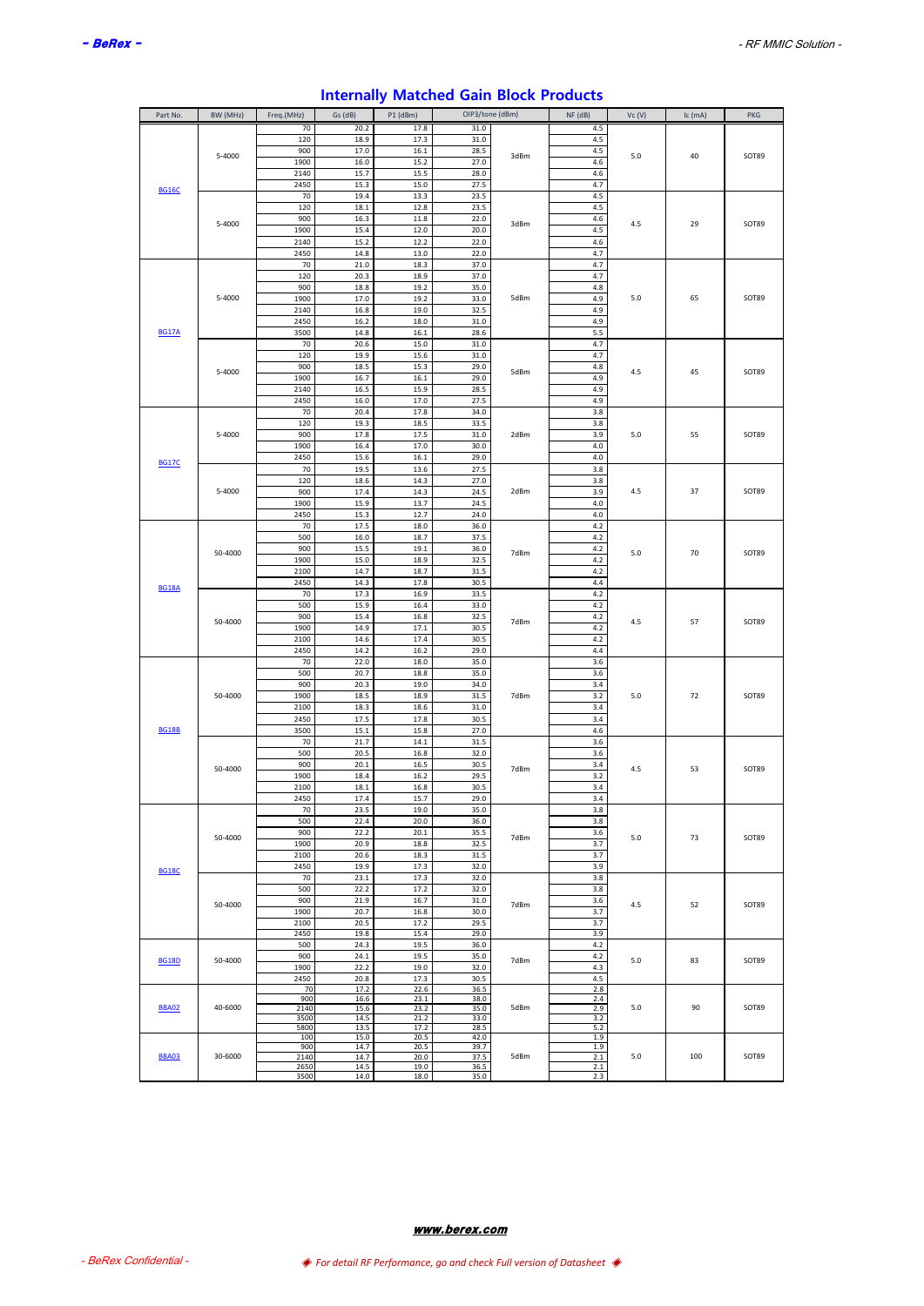# Internally Matched Gain Block Products

| Part No. | BW (MHz) | Freq.(MHz) | Gs (dB) | P1 (dBm) | OIP3/tone (dBm) | | NF (dB) | Vc (V) | Ic (mA) | PKG |
|---|---|---|---|---|---|---|---|---|---|---|
| BG16C | 5-4000 | 70 | 20.2 | 17.8 | 31.0 | 3dBm | 4.5 | 5.0 | 40 | SOT89 |
| | | 120 | 18.9 | 17.3 | 31.0 | | 4.5 | | | |
| | | 900 | 17.0 | 16.1 | 28.5 | | 4.5 | | | |
| | | 1900 | 16.0 | 15.2 | 27.0 | | 4.6 | | | |
| | | 2140 | 15.7 | 15.5 | 28.0 | | 4.6 | | | |
| | | 2450 | 15.3 | 15.0 | 27.5 | | 4.7 | | | |
| | 5-4000 | 70 | 19.4 | 13.3 | 23.5 | 3dBm | 4.5 | 4.5 | 29 | SOT89 |
| | | 120 | 18.1 | 12.8 | 23.5 | | 4.5 | | | |
| | | 900 | 16.3 | 11.8 | 22.0 | | 4.6 | | | |
| | | 1900 | 15.4 | 12.0 | 20.0 | | 4.5 | | | |
| | | 2140 | 15.2 | 12.2 | 22.0 | | 4.6 | | | |
| | | 2450 | 14.8 | 13.0 | 22.0 | | 4.7 | | | |
| BG17A | 5-4000 | 70 | 21.0 | 18.3 | 37.0 | 5dBm | 4.7 | 5.0 | 65 | SOT89 |
| | | 120 | 20.3 | 18.9 | 37.0 | | 4.7 | | | |
| | | 900 | 18.8 | 19.2 | 35.0 | | 4.8 | | | |
| | | 1900 | 17.0 | 19.2 | 33.0 | | 4.9 | | | |
| | | 2140 | 16.8 | 19.0 | 32.5 | | 4.9 | | | |
| | | 2450 | 16.2 | 18.0 | 31.0 | | 4.9 | | | |
| | | 3500 | 14.8 | 16.1 | 28.6 | | 5.5 | | | |
| | 5-4000 | 70 | 20.6 | 15.0 | 31.0 | 5dBm | 4.7 | 4.5 | 45 | SOT89 |
| | | 120 | 19.9 | 15.6 | 31.0 | | 4.7 | | | |
| | | 900 | 18.5 | 15.3 | 29.0 | | 4.8 | | | |
| | | 1900 | 16.7 | 16.1 | 29.0 | | 4.9 | | | |
| | | 2140 | 16.5 | 15.9 | 28.5 | | 4.9 | | | |
| | | 2450 | 16.0 | 17.0 | 27.5 | | 4.9 | | | |
| BG17C | 5-4000 | 70 | 20.4 | 17.8 | 34.0 | 2dBm | 3.8 | 5.0 | 55 | SOT89 |
| | | 120 | 19.3 | 18.5 | 33.5 | | 3.8 | | | |
| | | 900 | 17.8 | 17.5 | 31.0 | | 3.9 | | | |
| | | 1900 | 16.4 | 17.0 | 30.0 | | 4.0 | | | |
| | | 2450 | 15.6 | 16.1 | 29.0 | | 4.0 | | | |
| | 5-4000 | 70 | 19.5 | 13.6 | 27.5 | 2dBm | 3.8 | 4.5 | 37 | SOT89 |
| | | 120 | 18.6 | 14.3 | 27.0 | | 3.8 | | | |
| | | 900 | 17.4 | 14.3 | 24.5 | | 3.9 | | | |
| | | 1900 | 15.9 | 13.7 | 24.5 | | 4.0 | | | |
| | | 2450 | 15.3 | 12.7 | 24.0 | | 4.0 | | | |
| BG18A | 50-4000 | 70 | 17.5 | 18.0 | 36.0 | 7dBm | 4.2 | 5.0 | 70 | SOT89 |
| | | 500 | 16.0 | 18.7 | 37.5 | | 4.2 | | | |
| | | 900 | 15.5 | 19.1 | 36.0 | | 4.2 | | | |
| | | 1900 | 15.0 | 18.9 | 32.5 | | 4.2 | | | |
| | | 2100 | 14.7 | 18.7 | 31.5 | | 4.2 | | | |
| | | 2450 | 14.3 | 17.8 | 30.5 | | 4.4 | | | |
| | 50-4000 | 70 | 17.3 | 16.9 | 33.5 | 7dBm | 4.2 | 4.5 | 57 | SOT89 |
| | | 500 | 15.9 | 16.4 | 33.0 | | 4.2 | | | |
| | | 900 | 15.4 | 16.8 | 32.5 | | 4.2 | | | |
| | | 1900 | 14.9 | 17.1 | 30.5 | | 4.2 | | | |
| | | 2100 | 14.6 | 17.4 | 30.5 | | 4.2 | | | |
| | | 2450 | 14.2 | 16.2 | 29.0 | | 4.4 | | | |
| BG18B | 50-4000 | 70 | 22.0 | 18.0 | 35.0 | 7dBm | 3.6 | 5.0 | 72 | SOT89 |
| | | 500 | 20.7 | 18.8 | 35.0 | | 3.6 | | | |
| | | 900 | 20.3 | 19.0 | 34.0 | | 3.4 | | | |
| | | 1900 | 18.5 | 18.9 | 31.5 | | 3.2 | | | |
| | | 2100 | 18.3 | 18.6 | 31.0 | | 3.4 | | | |
| | | 2450 | 17.5 | 17.8 | 30.5 | | 3.4 | | | |
| | | 3500 | 15.1 | 15.8 | 27.0 | | 4.6 | | | |
| | 50-4000 | 70 | 21.7 | 14.1 | 31.5 | 7dBm | 3.6 | 4.5 | 53 | SOT89 |
| | | 500 | 20.5 | 16.8 | 32.0 | | 3.6 | | | |
| | | 900 | 20.1 | 16.5 | 30.5 | | 3.4 | | | |
| | | 1900 | 18.4 | 16.2 | 29.5 | | 3.2 | | | |
| | | 2100 | 18.1 | 16.8 | 30.5 | | 3.4 | | | |
| | | 2450 | 17.4 | 15.7 | 29.0 | | 3.4 | | | |
| BG18C | 50-4000 | 70 | 23.5 | 19.0 | 35.0 | 7dBm | 3.8 | 5.0 | 73 | SOT89 |
| | | 500 | 22.4 | 20.0 | 36.0 | | 3.8 | | | |
| | | 900 | 22.2 | 20.1 | 35.5 | | 3.6 | | | |
| | | 1900 | 20.9 | 18.8 | 32.5 | | 3.7 | | | |
| | | 2100 | 20.6 | 18.3 | 31.5 | | 3.7 | | | |
| | | 2450 | 19.9 | 17.3 | 32.0 | | 3.9 | | | |
| | 50-4000 | 70 | 23.1 | 17.3 | 32.0 | 7dBm | 3.8 | 4.5 | 52 | SOT89 |
| | | 500 | 22.2 | 17.2 | 32.0 | | 3.8 | | | |
| | | 900 | 21.9 | 16.7 | 31.0 | | 3.6 | | | |
| | | 1900 | 20.7 | 16.8 | 30.0 | | 3.7 | | | |
| | | 2100 | 20.5 | 17.2 | 29.5 | | 3.7 | | | |
| | | 2450 | 19.8 | 15.4 | 29.0 | | 3.9 | | | |
| BG18D | 50-4000 | 500 | 24.3 | 19.5 | 36.0 | 7dBm | 4.2 | 5.0 | 83 | SOT89 |
| | | 900 | 24.1 | 19.5 | 35.0 | | 4.2 | | | |
| | | 1900 | 22.2 | 19.0 | 32.0 | | 4.3 | | | |
| | | 2450 | 20.8 | 17.3 | 30.5 | | 4.5 | | | |
| BBA02 | 40-6000 | 70 | 17.2 | 22.6 | 36.5 | 5dBm | 2.8 | 5.0 | 90 | SOT89 |
| | | 900 | 16.6 | 23.1 | 38.0 | | 2.4 | | | |
| | | 2140 | 15.6 | 23.2 | 35.0 | | 2.9 | | | |
| | | 3500 | 14.5 | 21.2 | 33.0 | | 3.2 | | | |
| | | 5800 | 13.5 | 17.2 | 28.5 | | 5.2 | | | |
| BBA03 | 30-6000 | 100 | 15.0 | 20.5 | 42.0 | 5dBm | 1.9 | 5.0 | 100 | SOT89 |
| | | 900 | 14.7 | 20.5 | 39.7 | | 1.9 | | | |
| | | 2140 | 14.7 | 20.0 | 37.5 | | 2.1 | | | |
| | | 2650 | 14.5 | 19.0 | 36.5 | | 2.1 | | | |
| | | 3500 | 14.0 | 18.0 | 35.0 | | 2.3 | | | |

**www.berex.com**

*◈ For detail RF Performance, go and check Full version of Datasheet ◈*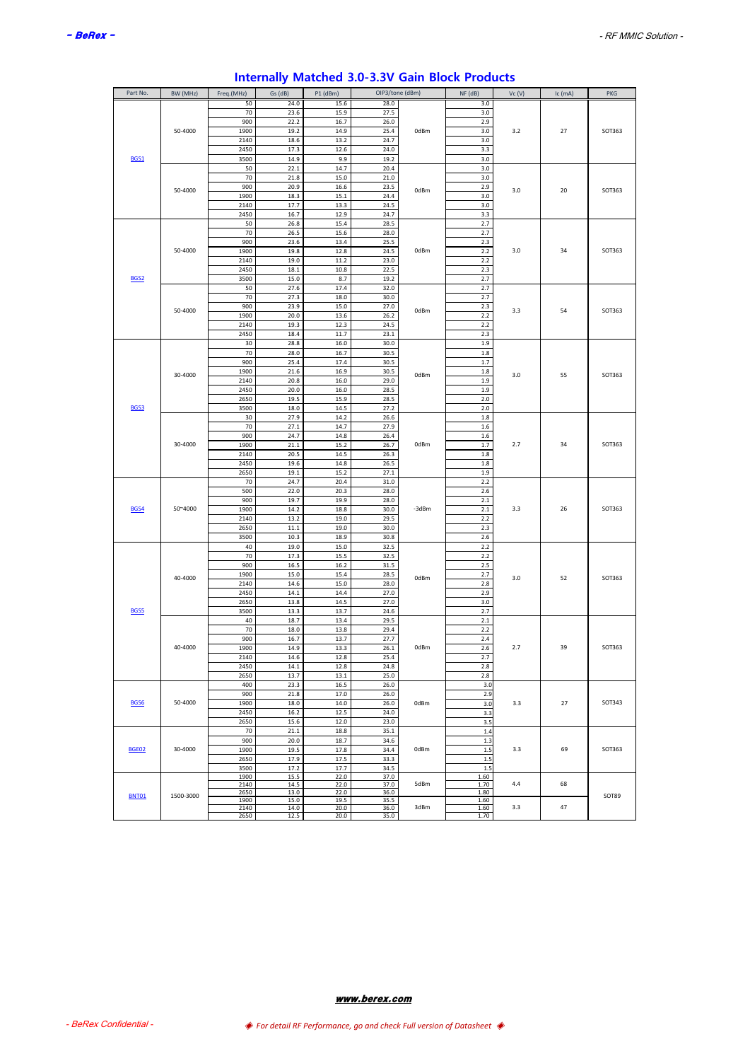# Internally Matched 3.0-3.3V Gain Block Products

| Part No. | BW (MHz) | Freq.(MHz) | Gs (dB) | P1 (dBm) | OIP3/tone (dBm) | | NF (dB) | Vc (V) | Ic (mA) | PKG |
|---|---|---|---|---|---|---|---|---|---|---|
| BGS1 | 50-4000 | 50 | 24.0 | 15.6 | 28.0 | 0dBm | 3.0 | 3.2 | 27 | SOT363 |
| | | 70 | 23.6 | 15.9 | 27.5 | | 3.0 | | | |
| | | 900 | 22.2 | 16.7 | 26.0 | | 2.9 | | | |
| | | 1900 | 19.2 | 14.9 | 25.4 | | 3.0 | | | |
| | | 2140 | 18.6 | 13.2 | 24.7 | | 3.0 | | | |
| | | 2450 | 17.3 | 12.6 | 24.0 | | 3.3 | | | |
| | | 3500 | 14.9 | 9.9 | 19.2 | | 3.0 | | | |
| | 50-4000 | 50 | 22.1 | 14.7 | 20.4 | 0dBm | 3.0 | 3.0 | 20 | SOT363 |
| | | 70 | 21.8 | 15.0 | 21.0 | | 3.0 | | | |
| | | 900 | 20.9 | 16.6 | 23.5 | | 2.9 | | | |
| | | 1900 | 18.3 | 15.1 | 24.4 | | 3.0 | | | |
| | | 2140 | 17.7 | 13.3 | 24.5 | | 3.0 | | | |
| | | 2450 | 16.7 | 12.9 | 24.7 | | 3.3 | | | |
| BGS2 | 50-4000 | 50 | 26.8 | 15.4 | 28.5 | 0dBm | 2.7 | 3.0 | 34 | SOT363 |
| | | 70 | 26.5 | 15.6 | 28.0 | | 2.7 | | | |
| | | 900 | 23.6 | 13.4 | 25.5 | | 2.3 | | | |
| | | 1900 | 19.8 | 12.8 | 24.5 | | 2.2 | | | |
| | | 2140 | 19.0 | 11.2 | 23.0 | | 2.2 | | | |
| | | 2450 | 18.1 | 10.8 | 22.5 | | 2.3 | | | |
| | | 3500 | 15.0 | 8.7 | 19.2 | | 2.7 | | | |
| | 50-4000 | 50 | 27.6 | 17.4 | 32.0 | 0dBm | 2.7 | 3.3 | 54 | SOT363 |
| | | 70 | 27.3 | 18.0 | 30.0 | | 2.7 | | | |
| | | 900 | 23.9 | 15.0 | 27.0 | | 2.3 | | | |
| | | 1900 | 20.0 | 13.6 | 26.2 | | 2.2 | | | |
| | | 2140 | 19.3 | 12.3 | 24.5 | | 2.2 | | | |
| | | 2450 | 18.4 | 11.7 | 23.1 | | 2.3 | | | |
| BGS3 | 30-4000 | 30 | 28.8 | 16.0 | 30.0 | 0dBm | 1.9 | 3.0 | 55 | SOT363 |
| | | 70 | 28.0 | 16.7 | 30.5 | | 1.8 | | | |
| | | 900 | 25.4 | 17.4 | 30.5 | | 1.7 | | | |
| | | 1900 | 21.6 | 16.9 | 30.5 | | 1.8 | | | |
| | | 2140 | 20.8 | 16.0 | 29.0 | | 1.9 | | | |
| | | 2450 | 20.0 | 16.0 | 28.5 | | 1.9 | | | |
| | | 2650 | 19.5 | 15.9 | 28.5 | | 2.0 | | | |
| | | 3500 | 18.0 | 14.5 | 27.2 | | 2.0 | | | |
| | 30-4000 | 30 | 27.9 | 14.2 | 26.6 | 0dBm | 1.8 | 2.7 | 34 | SOT363 |
| | | 70 | 27.1 | 14.7 | 27.9 | | 1.6 | | | |
| | | 900 | 24.7 | 14.8 | 26.4 | | 1.6 | | | |
| | | 1900 | 21.1 | 15.2 | 26.7 | | 1.7 | | | |
| | | 2140 | 20.5 | 14.5 | 26.3 | | 1.8 | | | |
| | | 2450 | 19.6 | 14.8 | 26.5 | | 1.8 | | | |
| | | 2650 | 19.1 | 15.2 | 27.1 | | 1.9 | | | |
| BGS4 | 50~4000 | 70 | 24.7 | 20.4 | 31.0 | -3dBm | 2.2 | 3.3 | 26 | SOT363 |
| | | 500 | 22.0 | 20.3 | 28.0 | | 2.6 | | | |
| | | 900 | 19.7 | 19.9 | 28.0 | | 2.1 | | | |
| | | 1900 | 14.2 | 18.8 | 30.0 | | 2.1 | | | |
| | | 2140 | 13.2 | 19.0 | 29.5 | | 2.2 | | | |
| | | 2650 | 11.1 | 19.0 | 30.0 | | 2.3 | | | |
| | | 3500 | 10.3 | 18.9 | 30.8 | | 2.6 | | | |
| BGS5 | 40-4000 | 40 | 19.0 | 15.0 | 32.5 | 0dBm | 2.2 | 3.0 | 52 | SOT363 |
| | | 70 | 17.3 | 15.5 | 32.5 | | 2.2 | | | |
| | | 900 | 16.5 | 16.2 | 31.5 | | 2.5 | | | |
| | | 1900 | 15.0 | 15.4 | 28.5 | | 2.7 | | | |
| | | 2140 | 14.6 | 15.0 | 28.0 | | 2.8 | | | |
| | | 2450 | 14.1 | 14.4 | 27.0 | | 2.9 | | | |
| | | 2650 | 13.8 | 14.5 | 27.0 | | 3.0 | | | |
| | | 3500 | 13.3 | 13.7 | 24.6 | | 2.7 | | | |
| | 40-4000 | 40 | 18.7 | 13.4 | 29.5 | 0dBm | 2.1 | 2.7 | 39 | SOT363 |
| | | 70 | 18.0 | 13.8 | 29.4 | | 2.2 | | | |
| | | 900 | 16.7 | 13.7 | 27.7 | | 2.4 | | | |
| | | 1900 | 14.9 | 13.3 | 26.1 | | 2.6 | | | |
| | | 2140 | 14.6 | 12.8 | 25.4 | | 2.7 | | | |
| | | 2450 | 14.1 | 12.8 | 24.8 | | 2.8 | | | |
| | | 2650 | 13.7 | 13.1 | 25.0 | | 2.8 | | | |
| BGS6 | 50-4000 | 400 | 23.3 | 16.5 | 26.0 | 0dBm | 3.0 | 3.3 | 27 | SOT343 |
| | | 900 | 21.8 | 17.0 | 26.0 | | 2.9 | | | |
| | | 1900 | 18.0 | 14.0 | 26.0 | | 3.0 | | | |
| | | 2450 | 16.2 | 12.5 | 24.0 | | 3.3 | | | |
| | | 2650 | 15.6 | 12.0 | 23.0 | | 3.5 | | | |
| BGE02 | 30-4000 | 70 | 21.1 | 18.8 | 35.1 | 0dBm | 1.4 | 3.3 | 69 | SOT363 |
| | | 900 | 20.0 | 18.7 | 34.6 | | 1.3 | | | |
| | | 1900 | 19.5 | 17.8 | 34.4 | | 1.5 | | | |
| | | 2650 | 17.9 | 17.5 | 33.3 | | 1.5 | | | |
| | | 3500 | 17.2 | 17.7 | 34.5 | | 1.5 | | | |
| BNT01 | 1500-3000 | 1900 | 15.5 | 22.0 | 37.0 | 5dBm | 1.60 | 4.4 | 68 | SOT89 |
| | | 2140 | 14.5 | 22.0 | 37.0 | | 1.70 | | | |
| | | 2650 | 13.0 | 22.0 | 36.0 | | 1.80 | | | |
| | | 1900 | 15.0 | 19.5 | 35.5 | 3dBm | 1.60 | 3.3 | 47 | |
| | | 2140 | 14.0 | 20.0 | 36.0 | | 1.60 | | | |
| | | 2650 | 12.5 | 20.0 | 35.0 | | 1.70 | | | |

**www.berex.com**

◆ *For detail RF Performance, go and check Full version of Datasheet* ◆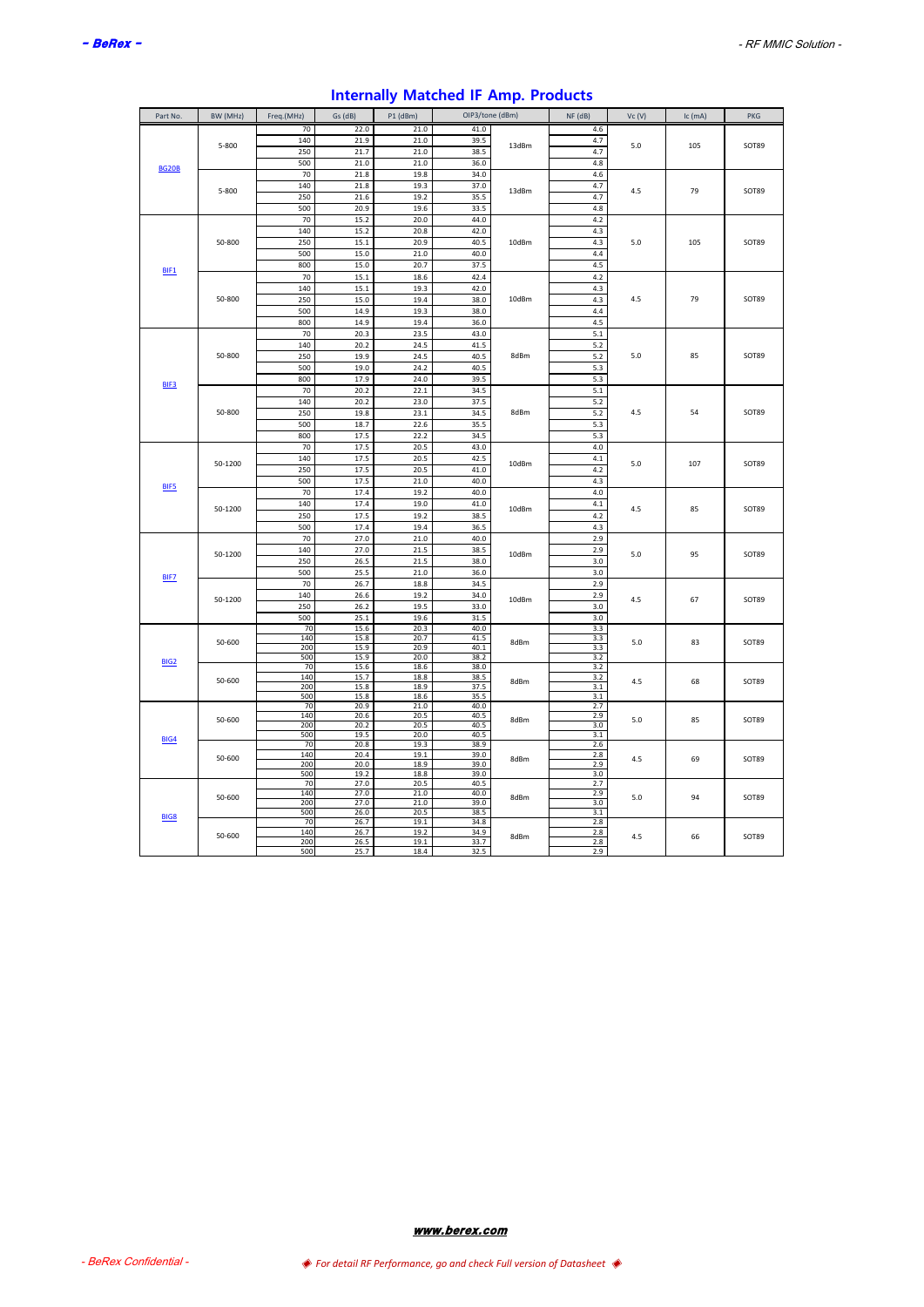# Internally Matched IF Amp. Products

| Part No. | BW (MHz) | Freq.(MHz) | Gs (dB) | P1 (dBm) | OIP3/tone (dBm) | | NF (dB) | Vc (V) | Ic (mA) | PKG |
|---|---|---|---|---|---|---|---|---|---|---|
| BG20B | 5-800 | 70 | 22.0 | 21.0 | 41.0 | 13dBm | 4.6 | 5.0 | 105 | SOT89 |
| | | 140 | 21.9 | 21.0 | 39.5 | | 4.7 | | | |
| | | 250 | 21.7 | 21.0 | 38.5 | | 4.7 | | | |
| | | 500 | 21.0 | 21.0 | 36.0 | | 4.8 | | | |
| | 5-800 | 70 | 21.8 | 19.8 | 34.0 | 13dBm | 4.6 | 4.5 | 79 | SOT89 |
| | | 140 | 21.8 | 19.3 | 37.0 | | 4.7 | | | |
| | | 250 | 21.6 | 19.2 | 35.5 | | 4.7 | | | |
| | | 500 | 20.9 | 19.6 | 33.5 | | 4.8 | | | |
| BIF1 | 50-800 | 70 | 15.2 | 20.0 | 44.0 | 10dBm | 4.2 | 5.0 | 105 | SOT89 |
| | | 140 | 15.2 | 20.8 | 42.0 | | 4.3 | | | |
| | | 250 | 15.1 | 20.9 | 40.5 | | 4.3 | | | |
| | | 500 | 15.0 | 21.0 | 40.0 | | 4.4 | | | |
| | | 800 | 15.0 | 20.7 | 37.5 | | 4.5 | | | |
| | 50-800 | 70 | 15.1 | 18.6 | 42.4 | 10dBm | 4.2 | 4.5 | 79 | SOT89 |
| | | 140 | 15.1 | 19.3 | 42.0 | | 4.3 | | | |
| | | 250 | 15.0 | 19.4 | 38.0 | | 4.3 | | | |
| | | 500 | 14.9 | 19.3 | 38.0 | | 4.4 | | | |
| | | 800 | 14.9 | 19.4 | 36.0 | | 4.5 | | | |
| BIF3 | 50-800 | 70 | 20.3 | 23.5 | 43.0 | 8dBm | 5.1 | 5.0 | 85 | SOT89 |
| | | 140 | 20.2 | 24.5 | 41.5 | | 5.2 | | | |
| | | 250 | 19.9 | 24.5 | 40.5 | | 5.2 | | | |
| | | 500 | 19.0 | 24.2 | 40.5 | | 5.3 | | | |
| | | 800 | 17.9 | 24.0 | 39.5 | | 5.3 | | | |
| | 50-800 | 70 | 20.2 | 22.1 | 34.5 | 8dBm | 5.1 | 4.5 | 54 | SOT89 |
| | | 140 | 20.2 | 23.0 | 37.5 | | 5.2 | | | |
| | | 250 | 19.8 | 23.1 | 34.5 | | 5.2 | | | |
| | | 500 | 18.7 | 22.6 | 35.5 | | 5.3 | | | |
| | | 800 | 17.5 | 22.2 | 34.5 | | 5.3 | | | |
| BIF5 | 50-1200 | 70 | 17.5 | 20.5 | 43.0 | 10dBm | 4.0 | 5.0 | 107 | SOT89 |
| | | 140 | 17.5 | 20.5 | 42.5 | | 4.1 | | | |
| | | 250 | 17.5 | 20.5 | 41.0 | | 4.2 | | | |
| | | 500 | 17.5 | 21.0 | 40.0 | | 4.3 | | | |
| | 50-1200 | 70 | 17.4 | 19.2 | 40.0 | 10dBm | 4.0 | 4.5 | 85 | SOT89 |
| | | 140 | 17.4 | 19.0 | 41.0 | | 4.1 | | | |
| | | 250 | 17.5 | 19.2 | 38.5 | | 4.2 | | | |
| | | 500 | 17.4 | 19.4 | 36.5 | | 4.3 | | | |
| BIF7 | 50-1200 | 70 | 27.0 | 21.0 | 40.0 | 10dBm | 2.9 | 5.0 | 95 | SOT89 |
| | | 140 | 27.0 | 21.5 | 38.5 | | 2.9 | | | |
| | | 250 | 26.5 | 21.5 | 38.0 | | 3.0 | | | |
| | | 500 | 25.5 | 21.0 | 36.0 | | 3.0 | | | |
| | 50-1200 | 70 | 26.7 | 18.8 | 34.5 | 10dBm | 2.9 | 4.5 | 67 | SOT89 |
| | | 140 | 26.6 | 19.2 | 34.0 | | 2.9 | | | |
| | | 250 | 26.2 | 19.5 | 33.0 | | 3.0 | | | |
| | | 500 | 25.1 | 19.6 | 31.5 | | 3.0 | | | |
| BIG2 | 50-600 | 70 | 15.6 | 20.3 | 40.0 | 8dBm | 3.3 | 5.0 | 83 | SOT89 |
| | | 140 | 15.8 | 20.7 | 41.5 | | 3.3 | | | |
| | | 200 | 15.9 | 20.9 | 40.1 | | 3.3 | | | |
| | | 500 | 15.9 | 20.0 | 38.2 | | 3.2 | | | |
| | 50-600 | 70 | 15.6 | 18.6 | 38.0 | 8dBm | 3.2 | 4.5 | 68 | SOT89 |
| | | 140 | 15.7 | 18.8 | 38.5 | | 3.2 | | | |
| | | 200 | 15.8 | 18.9 | 37.5 | | 3.1 | | | |
| | | 500 | 15.8 | 18.6 | 35.5 | | 3.1 | | | |
| BIG4 | 50-600 | 70 | 20.9 | 21.0 | 40.0 | 8dBm | 2.7 | 5.0 | 85 | SOT89 |
| | | 140 | 20.6 | 20.5 | 40.5 | | 2.9 | | | |
| | | 200 | 20.2 | 20.5 | 40.5 | | 3.0 | | | |
| | | 500 | 19.5 | 20.0 | 40.5 | | 3.1 | | | |
| | 50-600 | 70 | 20.8 | 19.3 | 38.9 | 8dBm | 2.6 | 4.5 | 69 | SOT89 |
| | | 140 | 20.4 | 19.1 | 39.0 | | 2.8 | | | |
| | | 200 | 20.0 | 18.9 | 39.0 | | 2.9 | | | |
| | | 500 | 19.2 | 18.8 | 39.0 | | 3.0 | | | |
| BIG8 | 50-600 | 70 | 27.0 | 20.5 | 40.5 | 8dBm | 2.7 | 5.0 | 94 | SOT89 |
| | | 140 | 27.0 | 21.0 | 40.0 | | 2.9 | | | |
| | | 200 | 27.0 | 21.0 | 39.0 | | 3.0 | | | |
| | | 500 | 26.0 | 20.5 | 38.5 | | 3.1 | | | |
| | 50-600 | 70 | 26.7 | 19.1 | 34.8 | 8dBm | 2.8 | 4.5 | 66 | SOT89 |
| | | 140 | 26.7 | 19.2 | 34.9 | | 2.8 | | | |
| | | 200 | 26.5 | 19.1 | 33.7 | | 2.8 | | | |
| | | 500 | 25.7 | 18.4 | 32.5 | | 2.9 | | | |

www.berex.com

◈ For detail RF Performance, go and check Full version of Datasheet ◈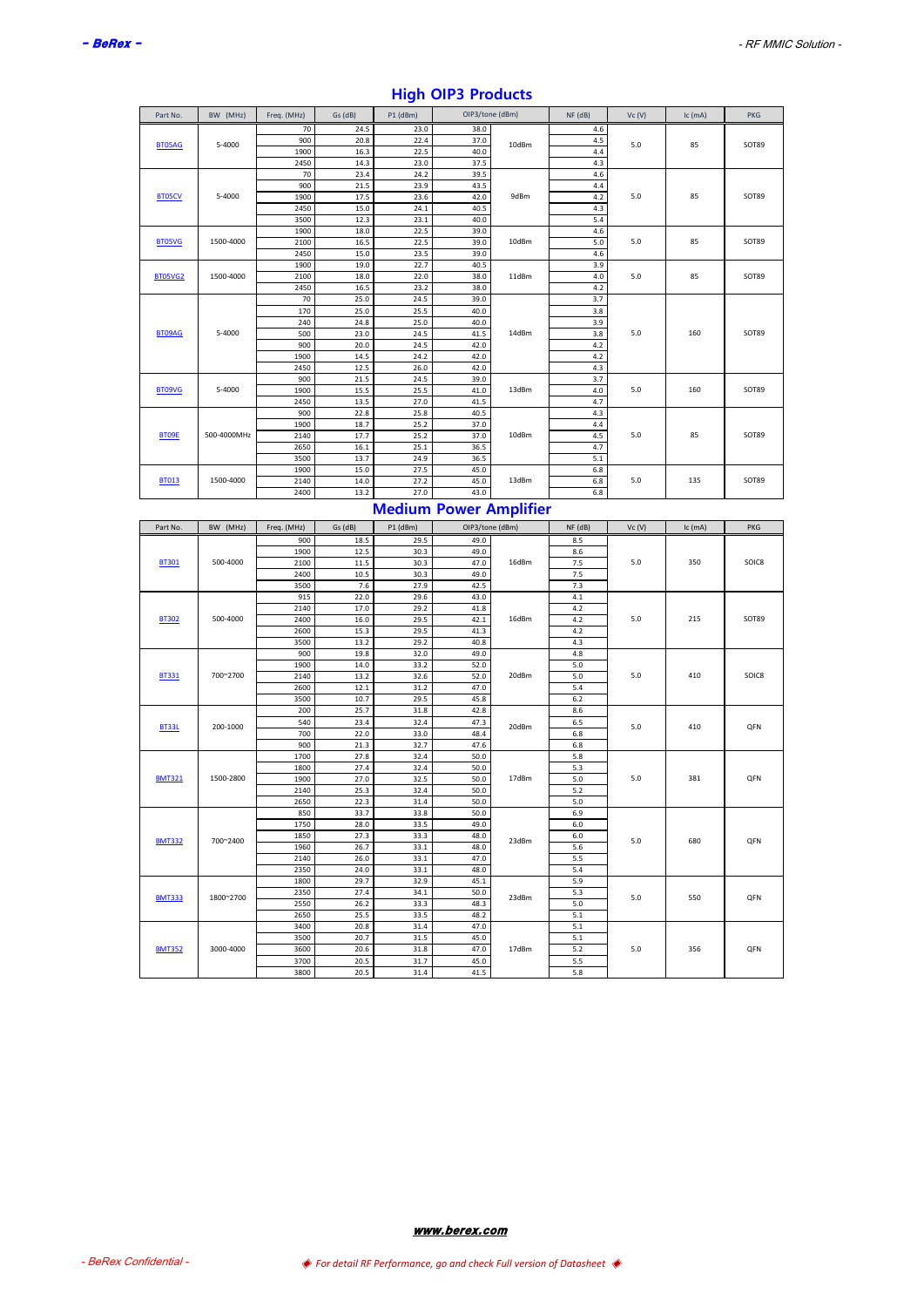## High OIP3 Products

| Part No. | BW (MHz) | Freq. (MHz) | Gs (dB) | P1 (dBm) | OIP3/tone (dBm) | | NF (dB) | Vc (V) | Ic (mA) | PKG |
|---|---|---|---|---|---|---|---|---|---|---|
| BT05AG | 5-4000 | 70 | 24.5 | 23.0 | 38.0 | 10dBm | 4.6 | 5.0 | 85 | SOT89 |
| | | 900 | 20.8 | 22.4 | 37.0 | | 4.5 | | | |
| | | 1900 | 16.3 | 22.5 | 40.0 | | 4.4 | | | |
| | | 2450 | 14.3 | 23.0 | 37.5 | | 4.3 | | | |
| BT05CV | 5-4000 | 70 | 23.4 | 24.2 | 39.5 | 9dBm | 4.6 | 5.0 | 85 | SOT89 |
| | | 900 | 21.5 | 23.9 | 43.5 | | 4.4 | | | |
| | | 1900 | 17.5 | 23.6 | 42.0 | | 4.2 | | | |
| | | 2450 | 15.0 | 24.1 | 40.5 | | 4.3 | | | |
| | | 3500 | 12.3 | 23.1 | 40.0 | | 5.4 | | | |
| BT05VG | 1500-4000 | 1900 | 18.0 | 22.5 | 39.0 | 10dBm | 4.6 | 5.0 | 85 | SOT89 |
| | | 2100 | 16.5 | 22.5 | 39.0 | | 5.0 | | | |
| | | 2450 | 15.0 | 23.5 | 39.0 | | 4.6 | | | |
| BT05VG2 | 1500-4000 | 1900 | 19.0 | 22.7 | 40.5 | 11dBm | 3.9 | 5.0 | 85 | SOT89 |
| | | 2100 | 18.0 | 22.0 | 38.0 | | 4.0 | | | |
| | | 2450 | 16.5 | 23.2 | 38.0 | | 4.2 | | | |
| BT09AG | 5-4000 | 70 | 25.0 | 24.5 | 39.0 | 14dBm | 3.7 | 5.0 | 160 | SOT89 |
| | | 170 | 25.0 | 25.5 | 40.0 | | 3.8 | | | |
| | | 240 | 24.8 | 25.0 | 40.0 | | 3.9 | | | |
| | | 500 | 23.0 | 24.5 | 41.5 | | 3.8 | | | |
| | | 900 | 20.0 | 24.5 | 42.0 | | 4.2 | | | |
| | | 1900 | 14.5 | 24.2 | 42.0 | | 4.2 | | | |
| | | 2450 | 12.5 | 26.0 | 42.0 | | 4.3 | | | |
| BT09VG | 5-4000 | 900 | 21.5 | 24.5 | 39.0 | 13dBm | 3.7 | 5.0 | 160 | SOT89 |
| | | 1900 | 15.5 | 25.5 | 41.0 | | 4.0 | | | |
| | | 2450 | 13.5 | 27.0 | 41.5 | | 4.7 | | | |
| BT09E | 500-4000MHz | 900 | 22.8 | 25.8 | 40.5 | 10dBm | 4.3 | 5.0 | 85 | SOT89 |
| | | 1900 | 18.7 | 25.2 | 37.0 | | 4.4 | | | |
| | | 2140 | 17.7 | 25.2 | 37.0 | | 4.5 | | | |
| | | 2650 | 16.1 | 25.1 | 36.5 | | 4.7 | | | |
| | | 3500 | 13.7 | 24.9 | 36.5 | | 5.1 | | | |
| BT013 | 1500-4000 | 1900 | 15.0 | 27.5 | 45.0 | 13dBm | 6.8 | 5.0 | 135 | SOT89 |
| | | 2140 | 14.0 | 27.2 | 45.0 | | 6.8 | | | |
| | | 2400 | 13.2 | 27.0 | 43.0 | | 6.8 | | | |

## Medium Power Amplifier

| Part No. | BW (MHz) | Freq. (MHz) | Gs (dB) | P1 (dBm) | OIP3/tone (dBm) | | NF (dB) | Vc (V) | Ic (mA) | PKG |
|---|---|---|---|---|---|---|---|---|---|---|
| BT301 | 500-4000 | 900 | 18.5 | 29.5 | 49.0 | 16dBm | 8.5 | 5.0 | 350 | SOIC8 |
| | | 1900 | 12.5 | 30.3 | 49.0 | | 8.6 | | | |
| | | 2100 | 11.5 | 30.3 | 47.0 | | 7.5 | | | |
| | | 2400 | 10.5 | 30.3 | 49.0 | | 7.5 | | | |
| | | 3500 | 7.6 | 27.9 | 42.5 | | 7.3 | | | |
| BT302 | 500-4000 | 915 | 22.0 | 29.6 | 43.0 | 16dBm | 4.1 | 5.0 | 215 | SOT89 |
| | | 2140 | 17.0 | 29.2 | 41.8 | | 4.2 | | | |
| | | 2400 | 16.0 | 29.5 | 42.1 | | 4.2 | | | |
| | | 2600 | 15.3 | 29.5 | 41.3 | | 4.2 | | | |
| | | 3500 | 13.2 | 29.2 | 40.8 | | 4.3 | | | |
| BT331 | 700~2700 | 900 | 19.8 | 32.0 | 49.0 | 20dBm | 4.8 | 5.0 | 410 | SOIC8 |
| | | 1900 | 14.0 | 33.2 | 52.0 | | 5.0 | | | |
| | | 2140 | 13.2 | 32.6 | 52.0 | | 5.0 | | | |
| | | 2600 | 12.1 | 31.2 | 47.0 | | 5.4 | | | |
| | | 3500 | 10.7 | 29.5 | 45.8 | | 6.2 | | | |
| BT33L | 200-1000 | 200 | 25.7 | 31.8 | 42.8 | 20dBm | 8.6 | 5.0 | 410 | QFN |
| | | 540 | 23.4 | 32.4 | 47.3 | | 6.5 | | | |
| | | 700 | 22.0 | 33.0 | 48.4 | | 6.8 | | | |
| | | 900 | 21.3 | 32.7 | 47.6 | | 6.8 | | | |
| BMT321 | 1500-2800 | 1700 | 27.8 | 32.4 | 50.0 | 17dBm | 5.8 | 5.0 | 381 | QFN |
| | | 1800 | 27.4 | 32.4 | 50.0 | | 5.3 | | | |
| | | 1900 | 27.0 | 32.5 | 50.0 | | 5.0 | | | |
| | | 2140 | 25.3 | 32.4 | 50.0 | | 5.2 | | | |
| | | 2650 | 22.3 | 31.4 | 50.0 | | 5.0 | | | |
| BMT332 | 700~2400 | 850 | 33.7 | 33.8 | 50.0 | 23dBm | 6.9 | 5.0 | 680 | QFN |
| | | 1750 | 28.0 | 33.5 | 49.0 | | 6.0 | | | |
| | | 1850 | 27.3 | 33.3 | 48.0 | | 6.0 | | | |
| | | 1960 | 26.7 | 33.1 | 48.0 | | 5.6 | | | |
| | | 2140 | 26.0 | 33.1 | 47.0 | | 5.5 | | | |
| | | 2350 | 24.0 | 33.1 | 48.0 | | 5.4 | | | |
| BMT333 | 1800~2700 | 1800 | 29.7 | 32.9 | 45.1 | 23dBm | 5.9 | 5.0 | 550 | QFN |
| | | 2350 | 27.4 | 34.1 | 50.0 | | 5.3 | | | |
| | | 2550 | 26.2 | 33.3 | 48.3 | | 5.0 | | | |
| | | 2650 | 25.5 | 33.5 | 48.2 | | 5.1 | | | |
| BMT352 | 3000-4000 | 3400 | 20.8 | 31.4 | 47.0 | 17dBm | 5.1 | 5.0 | 356 | QFN |
| | | 3500 | 20.7 | 31.5 | 45.0 | | 5.1 | | | |
| | | 3600 | 20.6 | 31.8 | 47.0 | | 5.2 | | | |
| | | 3700 | 20.5 | 31.7 | 45.0 | | 5.5 | | | |
| | | 3800 | 20.5 | 31.4 | 41.5 | | 5.8 | | | |

**www.berex.com**

*◈ For detail RF Performance, go and check Full version of Datasheet ◈*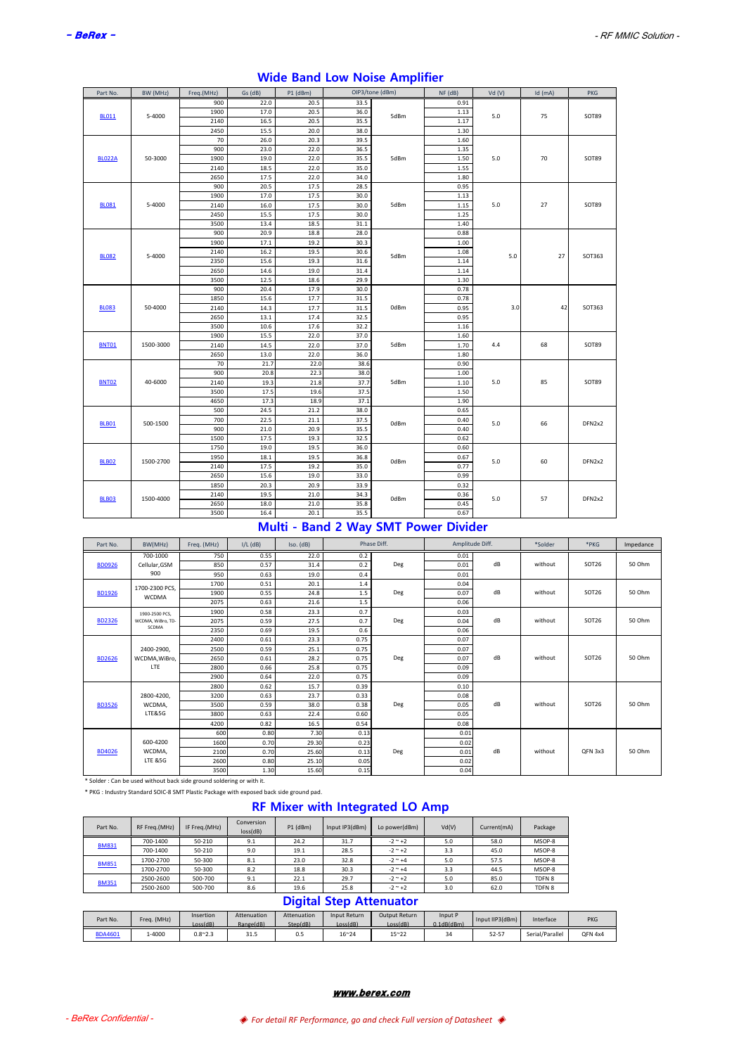## Wide Band Low Noise Amplifier

| Part No. | BW (MHz) | Freq.(MHz) | Gs (dB) | P1 (dBm) | OIP3/tone (dBm) | | NF (dB) | Vd (V) | Id (mA) | PKG |
|---|---|---|---|---|---|---|---|---|---|---|
| BL011 | 5-4000 | 900 | 22.0 | 20.5 | 33.5 | 5dBm | 0.91 | 5.0 | 75 | SOT89 |
| | | 1900 | 17.0 | 20.5 | 36.0 | | 1.13 | | | |
| | | 2140 | 16.5 | 20.5 | 35.5 | | 1.17 | | | |
| | | 2450 | 15.5 | 20.0 | 38.0 | | 1.30 | | | |
| BL022A | 50-3000 | 70 | 26.0 | 20.3 | 39.5 | 5dBm | 1.60 | 5.0 | 70 | SOT89 |
| | | 900 | 23.0 | 22.0 | 36.5 | | 1.35 | | | |
| | | 1900 | 19.0 | 22.0 | 35.5 | | 1.50 | | | |
| | | 2140 | 18.5 | 22.0 | 35.0 | | 1.55 | | | |
| | | 2650 | 17.5 | 22.0 | 34.0 | | 1.80 | | | |
| BL081 | 5-4000 | 900 | 20.5 | 17.5 | 28.5 | 5dBm | 0.95 | 5.0 | 27 | SOT89 |
| | | 1900 | 17.0 | 17.5 | 30.0 | | 1.13 | | | |
| | | 2140 | 16.0 | 17.5 | 30.0 | | 1.15 | | | |
| | | 2450 | 15.5 | 17.5 | 30.0 | | 1.25 | | | |
| | | 3500 | 13.4 | 18.5 | 31.1 | | 1.40 | | | |
| BL082 | 5-4000 | 900 | 20.9 | 18.8 | 28.0 | 5dBm | 0.88 | 5.0 | 27 | SOT363 |
| | | 1900 | 17.1 | 19.2 | 30.3 | | 1.00 | | | |
| | | 2140 | 16.2 | 19.5 | 30.6 | | 1.08 | | | |
| | | 2350 | 15.6 | 19.3 | 31.6 | | 1.14 | | | |
| | | 2650 | 14.6 | 19.0 | 31.4 | | 1.14 | | | |
| | | 3500 | 12.5 | 18.6 | 29.9 | | 1.30 | | | |
| BL083 | 50-4000 | 900 | 20.4 | 17.9 | 30.0 | 0dBm | 0.78 | 3.0 | 42 | SOT363 |
| | | 1850 | 15.6 | 17.7 | 31.5 | | 0.78 | | | |
| | | 2140 | 14.3 | 17.7 | 31.5 | | 0.95 | | | |
| | | 2650 | 13.1 | 17.4 | 32.5 | | 0.95 | | | |
| | | 3500 | 10.6 | 17.6 | 32.2 | | 1.16 | | | |
| BNT01 | 1500-3000 | 1900 | 15.5 | 22.0 | 37.0 | 5dBm | 1.60 | 4.4 | 68 | SOT89 |
| | | 2140 | 14.5 | 22.0 | 37.0 | | 1.70 | | | |
| | | 2650 | 13.0 | 22.0 | 36.0 | | 1.80 | | | |
| BNT02 | 40-6000 | 70 | 21.7 | 22.0 | 38.6 | 5dBm | 0.90 | 5.0 | 85 | SOT89 |
| | | 900 | 20.8 | 22.3 | 38.0 | | 1.00 | | | |
| | | 2140 | 19.3 | 21.8 | 37.7 | | 1.10 | | | |
| | | 3500 | 17.5 | 19.6 | 37.5 | | 1.50 | | | |
| | | 4650 | 17.3 | 18.9 | 37.1 | | 1.90 | | | |
| BLB01 | 500-1500 | 500 | 24.5 | 21.2 | 38.0 | 0dBm | 0.65 | 5.0 | 66 | DFN2x2 |
| | | 700 | 22.5 | 21.1 | 37.5 | | 0.40 | | | |
| | | 900 | 21.0 | 20.9 | 35.5 | | 0.40 | | | |
| | | 1500 | 17.5 | 19.3 | 32.5 | | 0.62 | | | |
| BLB02 | 1500-2700 | 1750 | 19.0 | 19.5 | 36.0 | 0dBm | 0.60 | 5.0 | 60 | DFN2x2 |
| | | 1950 | 18.1 | 19.5 | 36.8 | | 0.67 | | | |
| | | 2140 | 17.5 | 19.2 | 35.0 | | 0.77 | | | |
| | | 2650 | 15.6 | 19.0 | 33.0 | | 0.99 | | | |
| BLB03 | 1500-4000 | 1850 | 20.3 | 20.9 | 33.9 | 0dBm | 0.32 | 5.0 | 57 | DFN2x2 |
| | | 2140 | 19.5 | 21.0 | 34.3 | | 0.36 | | | |
| | | 2650 | 18.0 | 21.0 | 35.8 | | 0.45 | | | |
| | | 3500 | 16.4 | 20.1 | 35.5 | | 0.67 | | | |

## Multi - Band 2 Way SMT Power Divider

| Part No. | BW(MHz) | Freq. (MHz) | I/L (dB) | Iso. (dB) | Phase Diff. | | Amplitude Diff. | | *Solder | *PKG | Impedance |
|---|---|---|---|---|---|---|---|---|---|---|---|
| BD0926 | 700-1000 Cellular,GSM 900 | 750 | 0.55 | 22.0 | 0.2 | Deg | 0.01 | dB | without | SOT26 | 50 Ohm |
| | | 850 | 0.57 | 31.4 | 0.2 | | 0.01 | | | | |
| | | 950 | 0.63 | 19.0 | 0.4 | | 0.01 | | | | |
| BD1926 | 1700-2300 PCS, WCDMA | 1700 | 0.51 | 20.1 | 1.4 | Deg | 0.04 | dB | without | SOT26 | 50 Ohm |
| | | 1900 | 0.55 | 24.8 | 1.5 | | 0.07 | | | | |
| | | 2075 | 0.63 | 21.6 | 1.5 | | 0.06 | | | | |
| BD2326 | 1900-2500 PCS, WCDMA, WiBro, TD-SCDMA | 1900 | 0.58 | 23.3 | 0.7 | Deg | 0.03 | dB | without | SOT26 | 50 Ohm |
| | | 2075 | 0.59 | 27.5 | 0.7 | | 0.04 | | | | |
| | | 2350 | 0.69 | 19.5 | 0.6 | | 0.06 | | | | |
| BD2626 | 2400-2900, WCDMA,WiBro, LTE | 2400 | 0.61 | 23.3 | 0.75 | Deg | 0.07 | dB | without | SOT26 | 50 Ohm |
| | | 2500 | 0.59 | 25.1 | 0.75 | | 0.07 | | | | |
| | | 2650 | 0.61 | 28.2 | 0.75 | | 0.07 | | | | |
| | | 2800 | 0.66 | 25.8 | 0.75 | | 0.09 | | | | |
| | | 2900 | 0.64 | 22.0 | 0.75 | | 0.09 | | | | |
| BD3526 | 2800-4200, WCDMA, LTE&5G | 2800 | 0.62 | 15.7 | 0.39 | Deg | 0.10 | dB | without | SOT26 | 50 Ohm |
| | | 3200 | 0.63 | 23.7 | 0.33 | | 0.08 | | | | |
| | | 3500 | 0.59 | 38.0 | 0.38 | | 0.05 | | | | |
| | | 3800 | 0.63 | 22.4 | 0.60 | | 0.05 | | | | |
| | | 4200 | 0.82 | 16.5 | 0.54 | | 0.08 | | | | |
| BD4026 | 600-4200 WCDMA, LTE &5G | 600 | 0.80 | 7.30 | 0.13 | Deg | 0.01 | dB | without | QFN 3x3 | 50 Ohm |
| | | 1600 | 0.70 | 29.30 | 0.23 | | 0.02 | | | | |
| | | 2100 | 0.70 | 25.60 | 0.13 | | 0.01 | | | | |
| | | 2600 | 0.80 | 25.10 | 0.05 | | 0.02 | | | | |
| | | 3500 | 1.30 | 15.60 | 0.15 | | 0.04 | | | | |

* Solder : Can be used without back side ground soldering or with it.

* PKG : Industry Standard SOIC-8 SMT Plastic Package with exposed back side ground pad.

## RF Mixer with Integrated LO Amp

| Part No. | RF Freq.(MHz) | IF Freq.(MHz) | Conversion loss(dB) | P1 (dBm) | Input IP3(dBm) | Lo power(dBm) | Vd(V) | Current(mA) | Package |
|---|---|---|---|---|---|---|---|---|---|
| BM831 | 700-1400 | 50-210 | 9.1 | 24.2 | 31.7 | -2 ~ +2 | 5.0 | 58.0 | MSOP-8 |
| | 700-1400 | 50-210 | 9.0 | 19.1 | 28.5 | -2 ~ +2 | 3.3 | 45.0 | MSOP-8 |
| BM851 | 1700-2700 | 50-300 | 8.1 | 23.0 | 32.8 | -2 ~ +4 | 5.0 | 57.5 | MSOP-8 |
| | 1700-2700 | 50-300 | 8.2 | 18.8 | 30.3 | -2 ~ +4 | 3.3 | 44.5 | MSOP-8 |
| BM351 | 2500-2600 | 500-700 | 9.1 | 22.1 | 29.7 | -2 ~ +2 | 5.0 | 85.0 | TDFN 8 |
| | 2500-2600 | 500-700 | 8.6 | 19.6 | 25.8 | -2 ~ +2 | 3.0 | 62.0 | TDFN 8 |

## Digital Step Attenuator

| Part No. | Freq. (MHz) | Insertion Loss(dB) | Attenuation Range(dB) | Attenuation Step(dB) | Input Return Loss(dB) | Output Return Loss(dB) | Input P 0.1dB(dBm) | Input IIP3(dBm) | Interface | PKG |
|---|---|---|---|---|---|---|---|---|---|---|
| BDA4601 | 1-4000 | 0.8~2.3 | 31.5 | 0.5 | 16~24 | 15~22 | 34 | 52-57 | Serial/Parallel | QFN 4x4 |

**www.berex.com**

◈ For detail RF Performance, go and check Full version of Datasheet ◈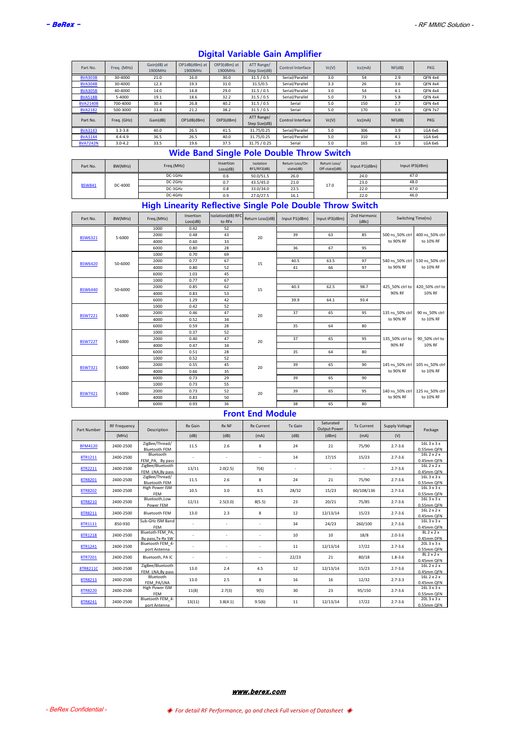# Digital Variable Gain Amplifier

| Part No. | Freq. (MHz) | Gain(dB) at 1900MHz | OP1dB(dBm) at 1900MHz | OIP3(dBm) at 1900MHz | ATT Range/ Step Size(dB) | Control Interface | Vc(V) | Icc(mA) | NF(dB) | PKG |
|---|---|---|---|---|---|---|---|---|---|---|
| BVA303B | 30-4000 | 21.0 | 16.0 | 30.0 | 31.5 / 0.5 | Serial/Parallel | 3.0 | 54 | 2.9 | QFN 4x4 |
| BVA304B | 30-4000 | 12.3 | 19.3 | 31.0 | 31.5/0.5 | Serial/Parallel | 3.3 | 26 | 3.6 | QFN 4x4 |
| BVA305B | 40-4000 | 14.0 | 14.8 | 29.0 | 31.5 / 0.5 | Serial/Parallel | 3.0 | 54 | 4.1 | QFN 4x4 |
| BVA518B | 5-4000 | 19.1 | 18.6 | 32.2 | 31.5 / 0.5 | Serial/Parallel | 5.0 | 73 | 5.8 | QFN 4x4 |
| BVA2140B | 700-4000 | 30.4 | 26.8 | 40.2 | 31.5 / 0.5 | Serial | 5.0 | 150 | 2.7 | QFN 4x4 |
| BVA2182 | 500-3000 | 33.4 | 21.2 | 38.2 | 31.5 / 0.5 | Serial | 5.0 | 170 | 1.6 | QFN 7x7 |
| Part No. | Freq. (GHz) | Gain(dB) | OP1dB(dBm) | OIP3(dBm) | ATT Range/ Step Size(dB) | Control Interface | Vc(V) | Icc(mA) | NF(dB) | PKG |
| BVA3143 | 3.3-3.8 | 40.0 | 26.5 | 41.5 | 31.75/0.25 | Serial/Parallel | 5.0 | 306 | 3.9 | LGA 6x6 |
| BVA3144 | 4.4-4.9 | 36.5 | 26.5 | 40.0 | 31.75/0.25 | Serial/Parallel | 5.0 | 310 | 4.1 | LGA 6x6 |
| BVA7242N | 3.0-4.2 | 33.5 | 19.6 | 37.5 | 31.75 / 0.25 | Serial | 5.0 | 165 | 1.9 | LGA 6x6 |

# Wide Band Single Pole Double Throw Switch

| Part No. | BW(MHz) | Freq.(MHz) | Insertion Loss(dB) | Isolation RF1/RF2(dB) | Return Loss/On state(dB) | Return Loss/ Off state((dB) | Input P1(dBm) | Input IP3(dBm) |
|---|---|---|---|---|---|---|---|---|
| BSW841 | DC-4000 | DC-1GHz | 0.6 | 50.0/51.5 | 26.0 | 17.0 | 24.0 | 47.0 |
| | | DC-2GHz | 0.7 | 43.5/45.0 | 21.0 | | 23.0 | 48.0 |
| | | DC-3GHz | 0.8 | 33.0/34.0 | 23.5 | | 22.0 | 47.0 |
| | | DC-4GHz | 0.9 | 27.0/27.5 | 16.1 | | 22.0 | 46.0 |

# High Linearity Reflective Single Pole Double Throw Switch

| Part No. | BW(MHz) | Freq.(MHz) | Insertion Loss(dB) | Isolation(dB) RFC to RFx | Return Loss((dB) | Input P1(dBm) | Input IP3(dBm) | 2nd Harmonic (dBc) | Switching Time(ns) | |
|---|---|---|---|---|---|---|---|---|---|---|
| BSW6321 | 5-6000 | 1000 | 0.42 | 52 | 20 | | | | 500 ns_50% ctrl to 90% RF | 400 ns_50% ctrl to 10% RF |
| | | 2000 | 0.48 | 43 | | 39 | 63 | 85 | | |
| | | 4000 | 0.60 | 33 | | | | | | |
| | | 6000 | 0.80 | 28 | | 36 | 67 | 95 | | |
| BSW6420 | 50-6000 | 1000 | 0.70 | 69 | 15 | | | | 540 ns_50% ctrl to 90% RF | 530 ns_50% ctrl to 10% RF |
| | | 2000 | 0.77 | 67 | | 40.5 | 63.5 | 97 | | |
| | | 4000 | 0.80 | 52 | | 41 | 66 | 97 | | |
| | | 6000 | 1.03 | 45 | | | | | | |
| BSW6440 | 50-6000 | 1000 | 0.77 | 67 | 15 | | | | 425_50% ctrl to 90% RF | 420_50% ctrl to 10% RF |
| | | 2000 | 0.85 | 62 | | 40.3 | 62.5 | 98.7 | | |
| | | 4000 | 0.83 | 53 | | | | | | |
| | | 6000 | 1.29 | 42 | | 39.9 | 64.1 | 93.4 | | |
| BSW7221 | 5-6000 | 1000 | 0.42 | 52 | 20 | | | | 135 ns_50% ctrl to 90% RF | 90 ns_50% ctrl to 10% RF |
| | | 2000 | 0.46 | 47 | | 37 | 65 | 95 | | |
| | | 4000 | 0.52 | 34 | | | | | | |
| | | 6000 | 0.59 | 28 | | 35 | 64 | 80 | | |
| BSW722T | 5-6000 | 1000 | 0.37 | 52 | 20 | | | | 135_50% ctrl to 90% RF | 90_50% ctrl to 10% RF |
| | | 2000 | 0.40 | 47 | | 37 | 65 | 95 | | |
| | | 4000 | 0.47 | 34 | | | | | | |
| | | 6000 | 0.51 | 28 | | 35 | 64 | 80 | | |
| BSW7321 | 5-6000 | 1000 | 0.52 | 52 | 20 | | | | 145 ns_50% ctrl to 90% RF | 105 ns_50% ctrl to 10% RF |
| | | 2000 | 0.55 | 45 | | 39 | 65 | 90 | | |
| | | 4000 | 0.66 | 35 | | | | | | |
| | | 6000 | 0.73 | 29 | | 39 | 65 | 90 | | |
| BSW7421 | 5-6000 | 1000 | 0.73 | 55 | 20 | | | | 140 ns_50% ctrl to 90% RF | 125 ns_50% ctrl to 10% RF |
| | | 2000 | 0.73 | 52 | | 39 | 65 | 95 | | |
| | | 4000 | 0.83 | 50 | | | | | | |
| | | 6000 | 0.93 | 36 | | 38 | 65 | 80 | | |

# Front End Module

| Part Number | RF Frequency (MHz) | Description | Rx Gain (dB) | Rx NF (dB) | Rx Current (mA) | Tx Gain (dB) | Saturated Output Power (dBm) | Tx Current (mA) | Supply Voltage (V) | Package |
|---|---|---|---|---|---|---|---|---|---|---|
| BFM4120 | 2400-2500 | ZigBee/Thread/ Bluetooth FEM | 11.5 | 2.6 | 8 | 24 | 21 | 75/90 | 2.7-3.6 | 16L 3 x 3 x 0.55mm QFN |
| BTR1211 | 2400-2500 | Bluetooth FEM_PA, By pass | - | - | - | 14 | 17/15 | 15/23 | 2.7-3.6 | 16L 2 x 2 x 0.45mm QFN |
| BTR2211 | 2400-2500 | ZigBee/Bluetooth FEM_LNA,By pass | 13/11 | 2.0(2.5) | 7(4) | - | - | - | 2.7-3.6 | 16L 2 x 2 x 0.45mm QFN |
| BTR8201 | 2400-2500 | ZigBee/Thread/ Bluetooth FEM | 11.5 | 2.6 | 8 | 24 | 21 | 75/90 | 2.7-3.6 | 16L 3 x 3 x 0.55mm QFN |
| BTR8202 | 2400-2500 | High Power ISM FEM | 10.5 | 3.0 | 8.5 | 28/32 | 15/23 | 60/108/136 | 2.7-3.6 | 16L 3 x 3 x 0.55mm QFN |
| BTR8210 | 2400-2500 | Bluetooth,Low Power FEM | 12/11 | 2.5(3.0) | 8(5.5) | 23 | 20/21 | 75/85 | 2.7-3.6 | 16L 3 x 3 x 0.55mm QFN |
| BTR8211 | 2400-2500 | Bluetooth FEM | 13.0 | 2.3 | 8 | 12 | 12/13/14 | 15/23 | 2.7-3.6 | 16L 2 x 2 x 0.45mm QFN |
| BTR1111 | 850-930 | Sub-GHz ISM Band FEM | - | - | - | 34 | 24/23 | 260/100 | 2.7-3.6 | 16L 3 x 3 x 0.45mm QFN |
| BTR1218 | 2400-2500 | Bluetoth FEM_PA, By pass,Tx-Rx SW | - | - | - | 10 | 10 | 18/8 | 2.0-3.6 | 8L 2 x 2 x 0.45mm DFN |
| BTR1241 | 2400-2500 | Bluetooth FEM_4-port Antenna | - | - | - | 11 | 12/13/14 | 17/22 | 2.7-3.6 | 20L 3 x 3 x 0.55mm QFN |
| BTR7201 | 2400-2500 | Bluetooth, PA IC | - | - | - | 22/23 | 21 | 80/18 | 1.8-3.6 | 8L 2 x 2 x 0.45mm QFN |
| BTR8211C | 2400-2500 | ZigBee/Bluetooth FEM_LNA,By pass | 13.0 | 2.4 | 4.5 | 12 | 12/13/14 | 15/23 | 2.7-3.6 | 16L 2 x 2 x 0.45mm QFN |
| BTR8213 | 2400-2500 | Bluetooth FEM_PA/LNA | 13.0 | 2.5 | 8 | 16 | 16 | 12/32 | 2.7-3.3 | 16L 2 x 2 x 0.45mm QFN |
| BTR8220 | 2400-2500 | High Power ISM FEM | 11(8) | 2.7(3) | 9(5) | 30 | 23 | 95/150 | 2.7-3.6 | 16L 3 x 3 x 0.55mm QFN |
| BTR8241 | 2400-2500 | Bluetooth FEM_4-port Antenna | 13(11) | 3.8(4.1) | 9.5(6) | 11 | 12/13/14 | 17/22 | 2.7-3.6 | 20L 3 x 3 x 0.55mm QFN |

**www.berex.com**

*◆ For detail RF Performance, go and check Full version of Datasheet ◆*